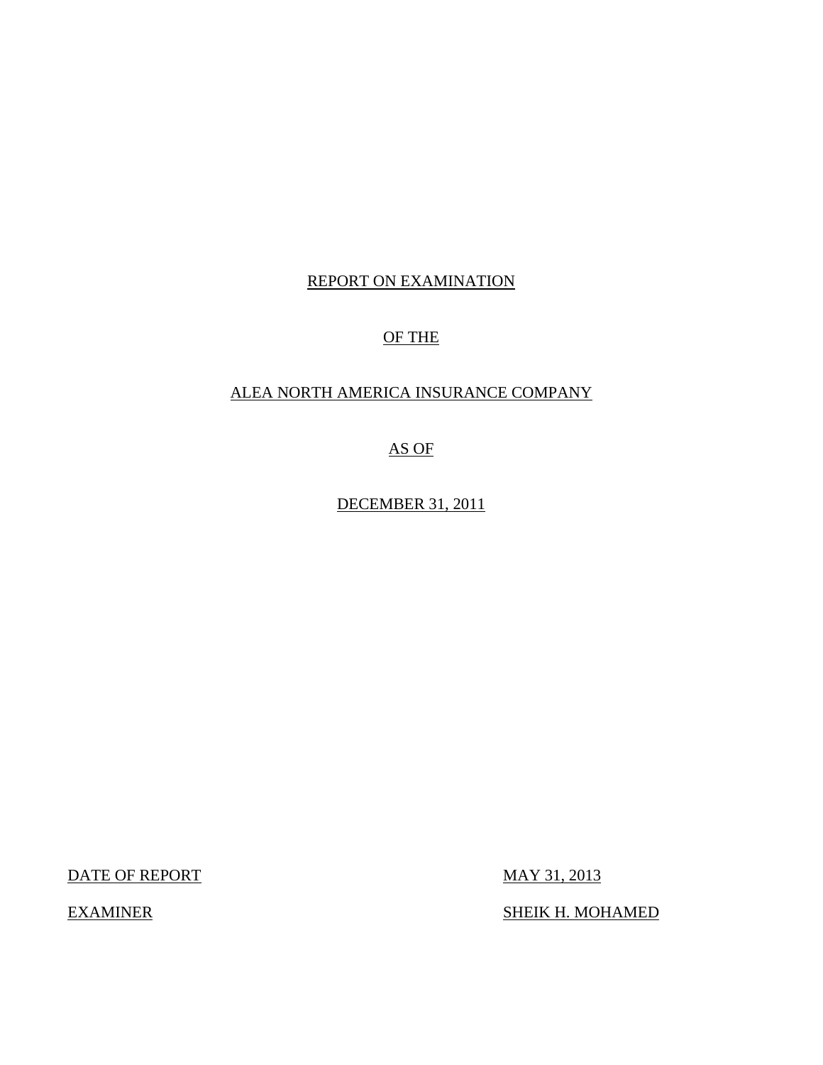# REPORT ON EXAMINATION

# OF THE

# ALEA NORTH AMERICA INSURANCE COMPANY

# AS OF

# DECEMBER 31, 2011

| | |
|---|---|
| DATE OF REPORT | MAY 31, 2013 |
| EXAMINER | SHEIK H. MOHAMED |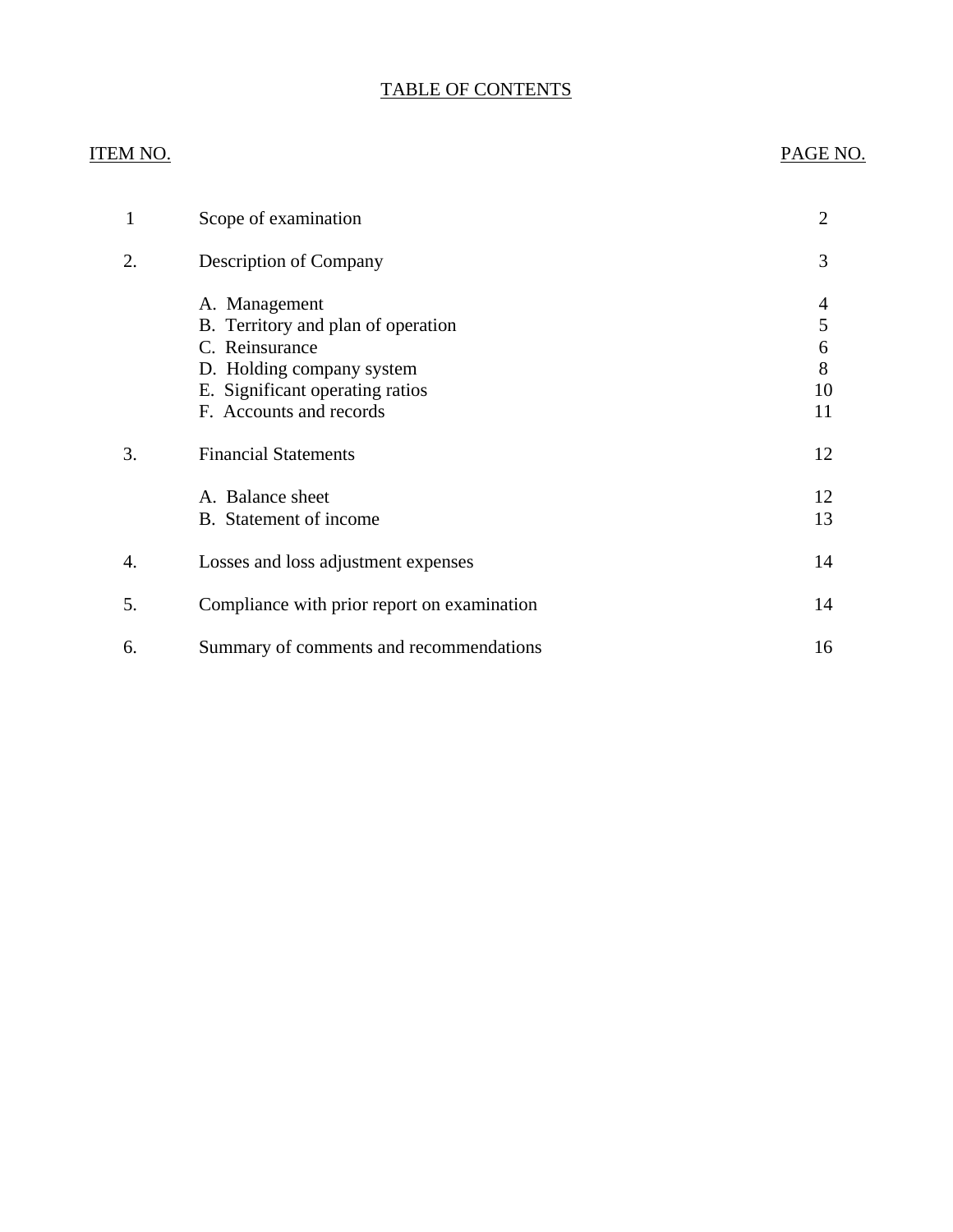# TABLE OF CONTENTS

| ITEM NO. | | PAGE NO. |
|---|---|---|
| 1 | Scope of examination | 2 |
| 2. | Description of Company | 3 |
| | A. Management | 4 |
| | B. Territory and plan of operation | 5 |
| | C. Reinsurance | 6 |
| | D. Holding company system | 8 |
| | E. Significant operating ratios | 10 |
| | F. Accounts and records | 11 |
| 3. | Financial Statements | 12 |
| | A. Balance sheet | 12 |
| | B. Statement of income | 13 |
| 4. | Losses and loss adjustment expenses | 14 |
| 5. | Compliance with prior report on examination | 14 |
| 6. | Summary of comments and recommendations | 16 |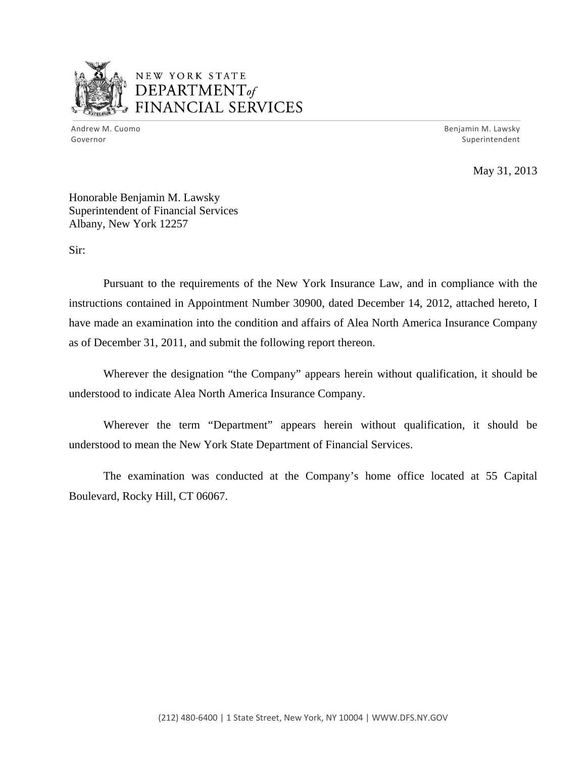NEW YORK STATE
DEPARTMENT of
FINANCIAL SERVICES

Andrew M. Cuomo
Governor

Benjamin M. Lawsky
Superintendent

May 31, 2013

Honorable Benjamin M. Lawsky
Superintendent of Financial Services
Albany, New York 12257

Sir:

Pursuant to the requirements of the New York Insurance Law, and in compliance with the instructions contained in Appointment Number 30900, dated December 14, 2012, attached hereto, I have made an examination into the condition and affairs of Alea North America Insurance Company as of December 31, 2011, and submit the following report thereon.

Wherever the designation "the Company" appears herein without qualification, it should be understood to indicate Alea North America Insurance Company.

Wherever the term "Department" appears herein without qualification, it should be understood to mean the New York State Department of Financial Services.

The examination was conducted at the Company's home office located at 55 Capital Boulevard, Rocky Hill, CT 06067.

(212) 480-6400 | 1 State Street, New York, NY 10004 | WWW.DFS.NY.GOV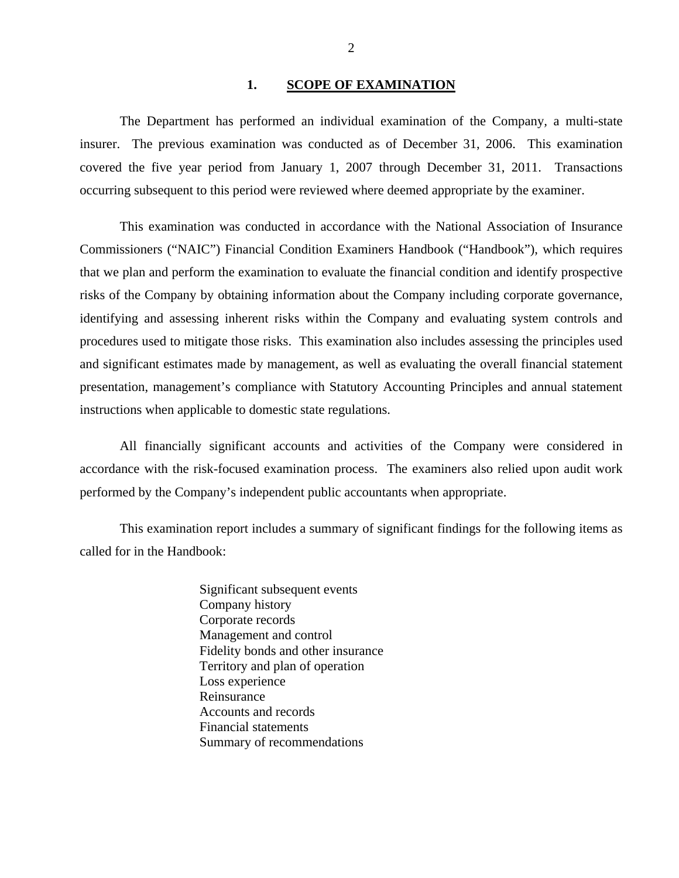## 1. SCOPE OF EXAMINATION

The Department has performed an individual examination of the Company, a multi-state insurer. The previous examination was conducted as of December 31, 2006. This examination covered the five year period from January 1, 2007 through December 31, 2011. Transactions occurring subsequent to this period were reviewed where deemed appropriate by the examiner.

This examination was conducted in accordance with the National Association of Insurance Commissioners ("NAIC") Financial Condition Examiners Handbook ("Handbook"), which requires that we plan and perform the examination to evaluate the financial condition and identify prospective risks of the Company by obtaining information about the Company including corporate governance, identifying and assessing inherent risks within the Company and evaluating system controls and procedures used to mitigate those risks. This examination also includes assessing the principles used and significant estimates made by management, as well as evaluating the overall financial statement presentation, management's compliance with Statutory Accounting Principles and annual statement instructions when applicable to domestic state regulations.

All financially significant accounts and activities of the Company were considered in accordance with the risk-focused examination process. The examiners also relied upon audit work performed by the Company's independent public accountants when appropriate.

This examination report includes a summary of significant findings for the following items as called for in the Handbook:

- Significant subsequent events
- Company history
- Corporate records
- Management and control
- Fidelity bonds and other insurance
- Territory and plan of operation
- Loss experience
- Reinsurance
- Accounts and records
- Financial statements
- Summary of recommendations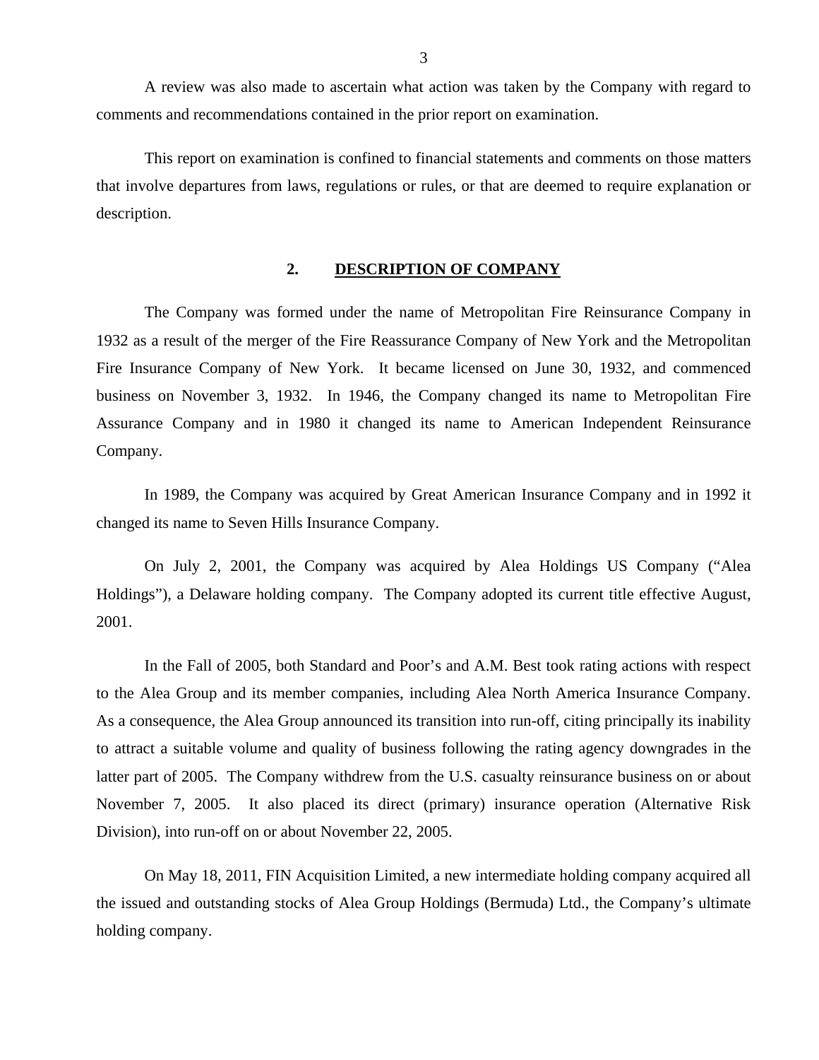A review was also made to ascertain what action was taken by the Company with regard to comments and recommendations contained in the prior report on examination.

This report on examination is confined to financial statements and comments on those matters that involve departures from laws, regulations or rules, or that are deemed to require explanation or description.

## 2. DESCRIPTION OF COMPANY

The Company was formed under the name of Metropolitan Fire Reinsurance Company in 1932 as a result of the merger of the Fire Reassurance Company of New York and the Metropolitan Fire Insurance Company of New York. It became licensed on June 30, 1932, and commenced business on November 3, 1932. In 1946, the Company changed its name to Metropolitan Fire Assurance Company and in 1980 it changed its name to American Independent Reinsurance Company.

In 1989, the Company was acquired by Great American Insurance Company and in 1992 it changed its name to Seven Hills Insurance Company.

On July 2, 2001, the Company was acquired by Alea Holdings US Company ("Alea Holdings"), a Delaware holding company. The Company adopted its current title effective August, 2001.

In the Fall of 2005, both Standard and Poor's and A.M. Best took rating actions with respect to the Alea Group and its member companies, including Alea North America Insurance Company. As a consequence, the Alea Group announced its transition into run-off, citing principally its inability to attract a suitable volume and quality of business following the rating agency downgrades in the latter part of 2005. The Company withdrew from the U.S. casualty reinsurance business on or about November 7, 2005. It also placed its direct (primary) insurance operation (Alternative Risk Division), into run-off on or about November 22, 2005.

On May 18, 2011, FIN Acquisition Limited, a new intermediate holding company acquired all the issued and outstanding stocks of Alea Group Holdings (Bermuda) Ltd., the Company's ultimate holding company.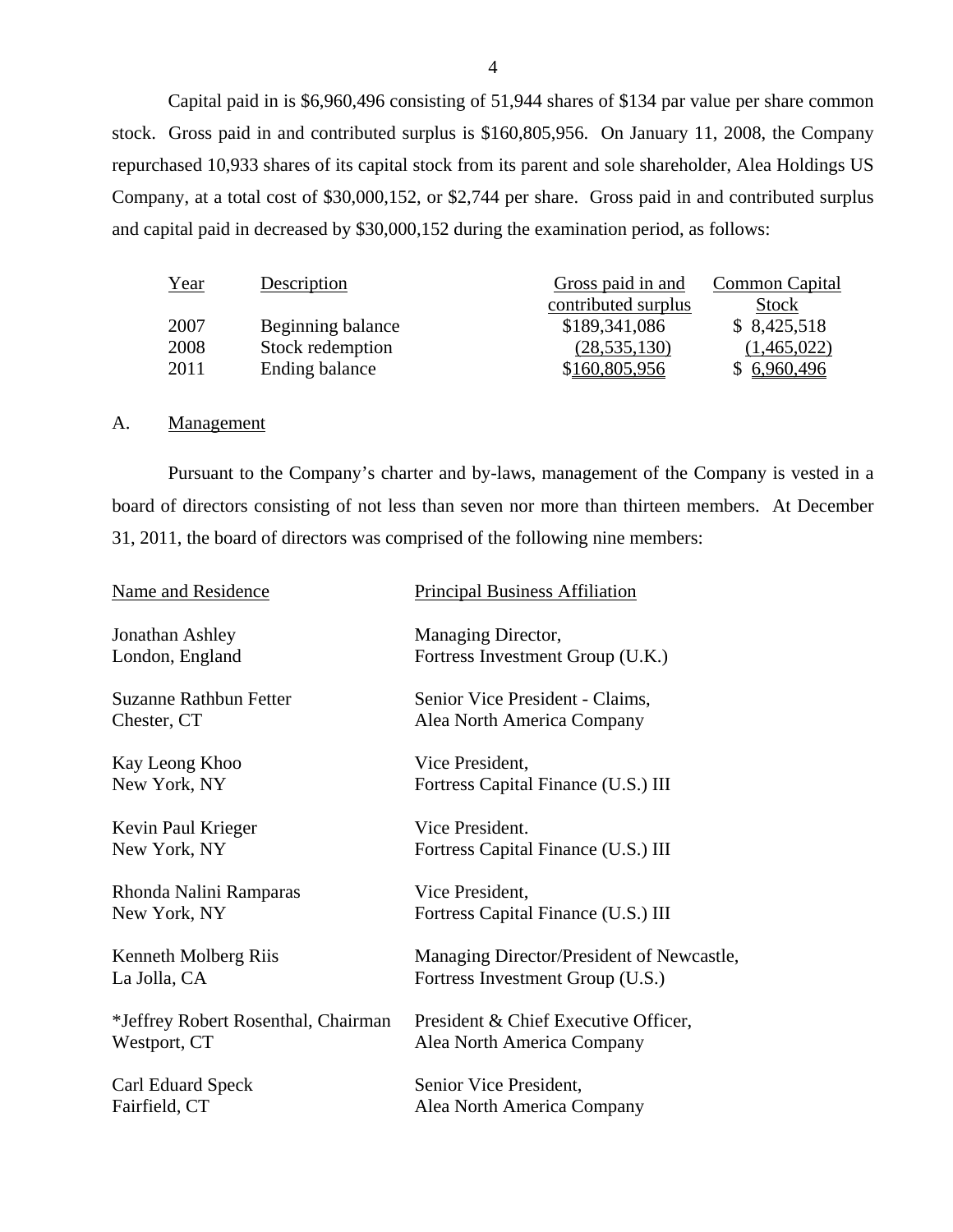Capital paid in is $6,960,496 consisting of 51,944 shares of $134 par value per share common stock. Gross paid in and contributed surplus is $160,805,956. On January 11, 2008, the Company repurchased 10,933 shares of its capital stock from its parent and sole shareholder, Alea Holdings US Company, at a total cost of $30,000,152, or $2,744 per share. Gross paid in and contributed surplus and capital paid in decreased by $30,000,152 during the examination period, as follows:

| Year | Description | Gross paid in and contributed surplus | Common Capital Stock |
|---|---|---|---|
| 2007 | Beginning balance | $189,341,086 | $ 8,425,518 |
| 2008 | Stock redemption | (28,535,130) | (1,465,022) |
| 2011 | Ending balance | $160,805,956 | $ 6,960,496 |

A. Management

Pursuant to the Company's charter and by-laws, management of the Company is vested in a board of directors consisting of not less than seven nor more than thirteen members. At December 31, 2011, the board of directors was comprised of the following nine members:

| Name and Residence | Principal Business Affiliation |
|---|---|
| Jonathan Ashley<br>London, England | Managing Director,<br>Fortress Investment Group (U.K.) |
| Suzanne Rathbun Fetter<br>Chester, CT | Senior Vice President - Claims,<br>Alea North America Company |
| Kay Leong Khoo<br>New York, NY | Vice President,<br>Fortress Capital Finance (U.S.) III |
| Kevin Paul Krieger<br>New York, NY | Vice President.<br>Fortress Capital Finance (U.S.) III |
| Rhonda Nalini Ramparas<br>New York, NY | Vice President,<br>Fortress Capital Finance (U.S.) III |
| Kenneth Molberg Riis<br>La Jolla, CA | Managing Director/President of Newcastle,<br>Fortress Investment Group (U.S.) |
| *Jeffrey Robert Rosenthal, Chairman<br>Westport, CT | President & Chief Executive Officer,<br>Alea North America Company |
| Carl Eduard Speck<br>Fairfield, CT | Senior Vice President,<br>Alea North America Company |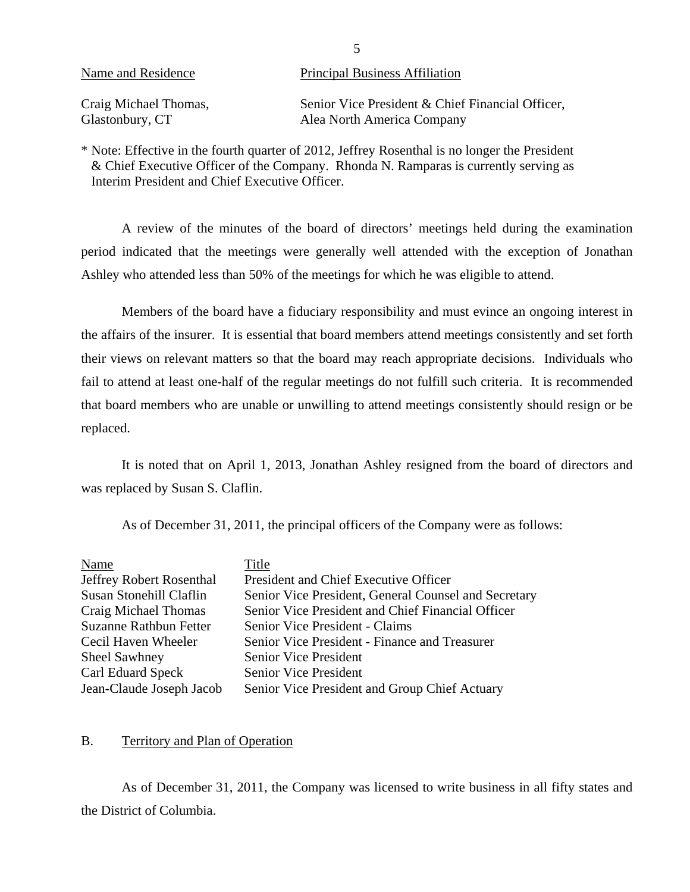| Name and Residence | Principal Business Affiliation |
|---|---|
| Craig Michael Thomas, Glastonbury, CT | Senior Vice President & Chief Financial Officer, Alea North America Company |

* Note: Effective in the fourth quarter of 2012, Jeffrey Rosenthal is no longer the President & Chief Executive Officer of the Company. Rhonda N. Ramparas is currently serving as Interim President and Chief Executive Officer.

A review of the minutes of the board of directors' meetings held during the examination period indicated that the meetings were generally well attended with the exception of Jonathan Ashley who attended less than 50% of the meetings for which he was eligible to attend.

Members of the board have a fiduciary responsibility and must evince an ongoing interest in the affairs of the insurer. It is essential that board members attend meetings consistently and set forth their views on relevant matters so that the board may reach appropriate decisions. Individuals who fail to attend at least one-half of the regular meetings do not fulfill such criteria. It is recommended that board members who are unable or unwilling to attend meetings consistently should resign or be replaced.

It is noted that on April 1, 2013, Jonathan Ashley resigned from the board of directors and was replaced by Susan S. Claflin.

As of December 31, 2011, the principal officers of the Company were as follows:

| Name | Title |
|---|---|
| Jeffrey Robert Rosenthal | President and Chief Executive Officer |
| Susan Stonehill Claflin | Senior Vice President, General Counsel and Secretary |
| Craig Michael Thomas | Senior Vice President and Chief Financial Officer |
| Suzanne Rathbun Fetter | Senior Vice President - Claims |
| Cecil Haven Wheeler | Senior Vice President - Finance and Treasurer |
| Sheel Sawhney | Senior Vice President |
| Carl Eduard Speck | Senior Vice President |
| Jean-Claude Joseph Jacob | Senior Vice President and Group Chief Actuary |

## B. Territory and Plan of Operation

As of December 31, 2011, the Company was licensed to write business in all fifty states and the District of Columbia.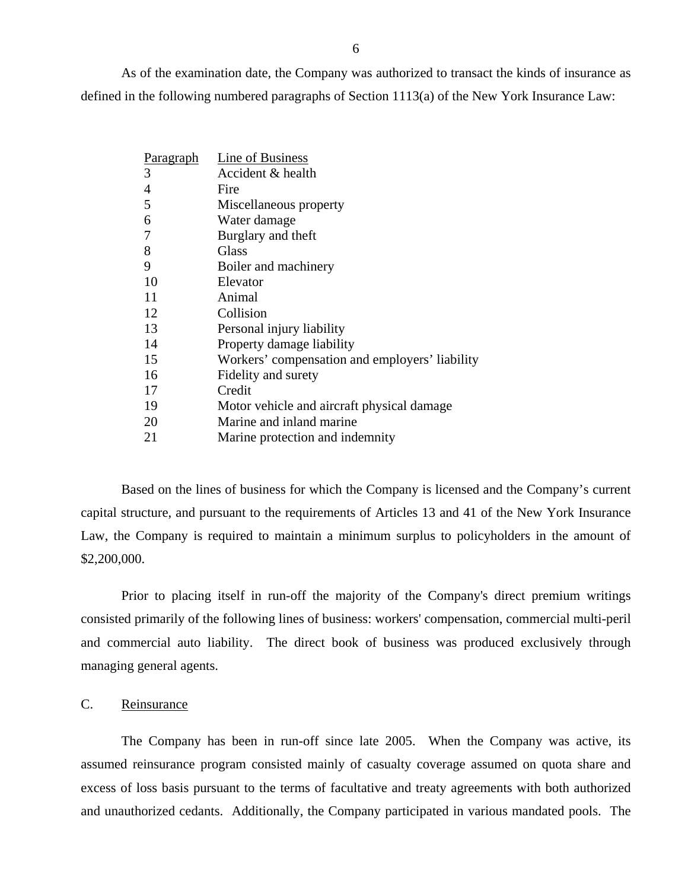As of the examination date, the Company was authorized to transact the kinds of insurance as defined in the following numbered paragraphs of Section 1113(a) of the New York Insurance Law:

| Paragraph | Line of Business |
|---|---|
| 3 | Accident & health |
| 4 | Fire |
| 5 | Miscellaneous property |
| 6 | Water damage |
| 7 | Burglary and theft |
| 8 | Glass |
| 9 | Boiler and machinery |
| 10 | Elevator |
| 11 | Animal |
| 12 | Collision |
| 13 | Personal injury liability |
| 14 | Property damage liability |
| 15 | Workers' compensation and employers' liability |
| 16 | Fidelity and surety |
| 17 | Credit |
| 19 | Motor vehicle and aircraft physical damage |
| 20 | Marine and inland marine |
| 21 | Marine protection and indemnity |

Based on the lines of business for which the Company is licensed and the Company's current capital structure, and pursuant to the requirements of Articles 13 and 41 of the New York Insurance Law, the Company is required to maintain a minimum surplus to policyholders in the amount of $2,200,000.

Prior to placing itself in run-off the majority of the Company's direct premium writings consisted primarily of the following lines of business: workers' compensation, commercial multi-peril and commercial auto liability. The direct book of business was produced exclusively through managing general agents.

C. Reinsurance

The Company has been in run-off since late 2005. When the Company was active, its assumed reinsurance program consisted mainly of casualty coverage assumed on quota share and excess of loss basis pursuant to the terms of facultative and treaty agreements with both authorized and unauthorized cedants. Additionally, the Company participated in various mandated pools. The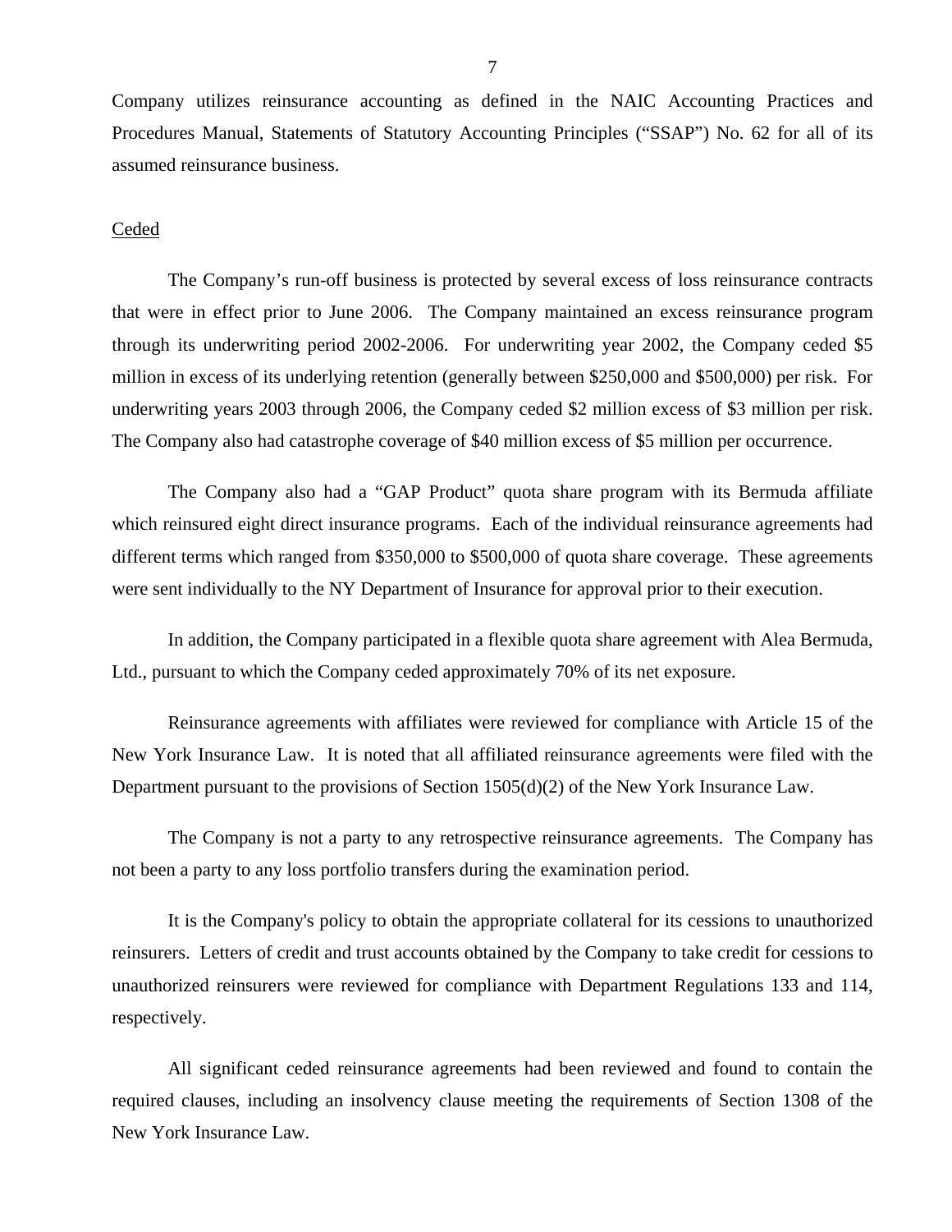Company utilizes reinsurance accounting as defined in the NAIC Accounting Practices and Procedures Manual, Statements of Statutory Accounting Principles ("SSAP") No. 62 for all of its assumed reinsurance business.

Ceded

The Company's run-off business is protected by several excess of loss reinsurance contracts that were in effect prior to June 2006. The Company maintained an excess reinsurance program through its underwriting period 2002-2006. For underwriting year 2002, the Company ceded $5 million in excess of its underlying retention (generally between $250,000 and $500,000) per risk. For underwriting years 2003 through 2006, the Company ceded $2 million excess of $3 million per risk. The Company also had catastrophe coverage of $40 million excess of $5 million per occurrence.

The Company also had a "GAP Product" quota share program with its Bermuda affiliate which reinsured eight direct insurance programs. Each of the individual reinsurance agreements had different terms which ranged from $350,000 to $500,000 of quota share coverage. These agreements were sent individually to the NY Department of Insurance for approval prior to their execution.

In addition, the Company participated in a flexible quota share agreement with Alea Bermuda, Ltd., pursuant to which the Company ceded approximately 70% of its net exposure.

Reinsurance agreements with affiliates were reviewed for compliance with Article 15 of the New York Insurance Law. It is noted that all affiliated reinsurance agreements were filed with the Department pursuant to the provisions of Section 1505(d)(2) of the New York Insurance Law.

The Company is not a party to any retrospective reinsurance agreements. The Company has not been a party to any loss portfolio transfers during the examination period.

It is the Company's policy to obtain the appropriate collateral for its cessions to unauthorized reinsurers. Letters of credit and trust accounts obtained by the Company to take credit for cessions to unauthorized reinsurers were reviewed for compliance with Department Regulations 133 and 114, respectively.

All significant ceded reinsurance agreements had been reviewed and found to contain the required clauses, including an insolvency clause meeting the requirements of Section 1308 of the New York Insurance Law.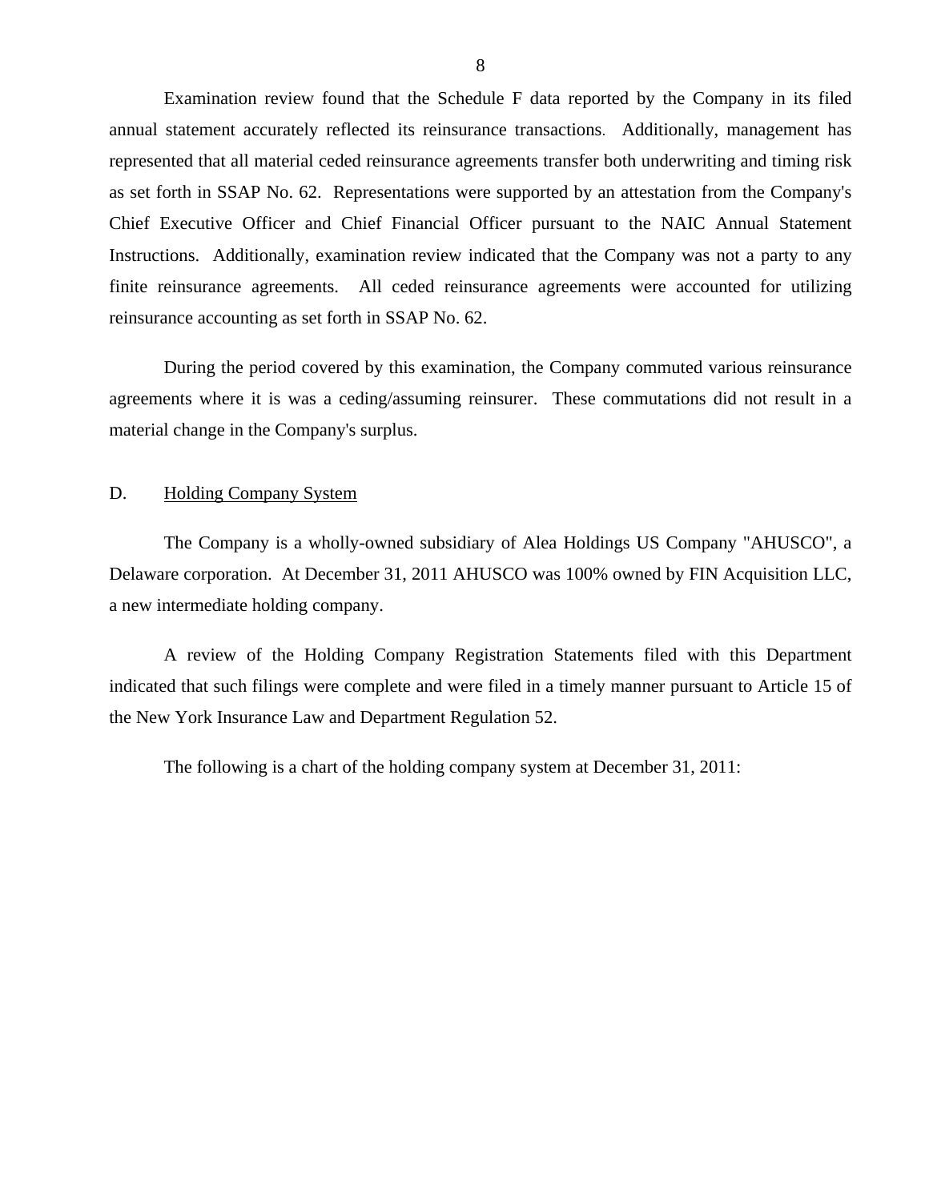Examination review found that the Schedule F data reported by the Company in its filed annual statement accurately reflected its reinsurance transactions. Additionally, management has represented that all material ceded reinsurance agreements transfer both underwriting and timing risk as set forth in SSAP No. 62. Representations were supported by an attestation from the Company's Chief Executive Officer and Chief Financial Officer pursuant to the NAIC Annual Statement Instructions. Additionally, examination review indicated that the Company was not a party to any finite reinsurance agreements. All ceded reinsurance agreements were accounted for utilizing reinsurance accounting as set forth in SSAP No. 62.

During the period covered by this examination, the Company commuted various reinsurance agreements where it is was a ceding/assuming reinsurer. These commutations did not result in a material change in the Company's surplus.

## D. Holding Company System

The Company is a wholly-owned subsidiary of Alea Holdings US Company "AHUSCO", a Delaware corporation. At December 31, 2011 AHUSCO was 100% owned by FIN Acquisition LLC, a new intermediate holding company.

A review of the Holding Company Registration Statements filed with this Department indicated that such filings were complete and were filed in a timely manner pursuant to Article 15 of the New York Insurance Law and Department Regulation 52.

The following is a chart of the holding company system at December 31, 2011: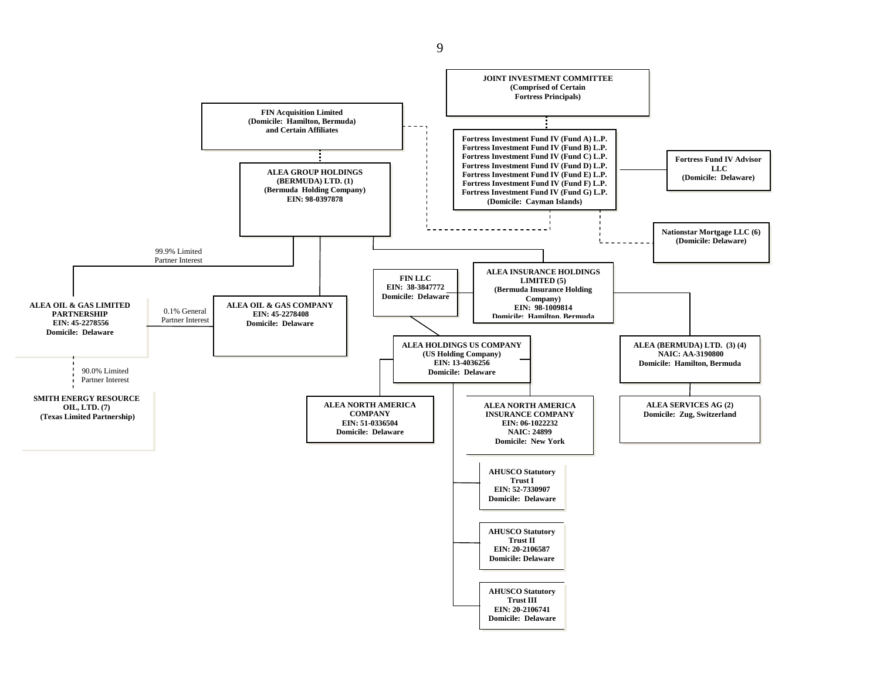**JOINT INVESTMENT COMMITTEE**
**(Comprised of Certain Fortress Principals)**

**Fortress Investment Fund IV (Fund A) L.P.**
**Fortress Investment Fund IV (Fund B) L.P.**
**Fortress Investment Fund IV (Fund C) L.P.**
**Fortress Investment Fund IV (Fund D) L.P.**
**Fortress Investment Fund IV (Fund E) L.P.**
**Fortress Investment Fund IV (Fund F) L.P.**
**Fortress Investment Fund IV (Fund G) L.P.**
**(Domicile: Cayman Islands)**

**Fortress Fund IV Advisor LLC**
**(Domicile: Delaware)**

**Nationstar Mortgage LLC (6)**
**(Domicile: Delaware)**

**FIN Acquisition Limited**
**(Domicile: Hamilton, Bermuda)**
**and Certain Affiliates**

**ALEA GROUP HOLDINGS (BERMUDA) LTD. (1)**
**(Bermuda Holding Company)**
**EIN: 98-0397878**

99.9% Limited Partner Interest

**ALEA OIL & GAS LIMITED PARTNERSHIP**
**EIN: 45-2278556**
**Domicile: Delaware**

0.1% General Partner Interest

**ALEA OIL & GAS COMPANY**
**EIN: 45-2278408**
**Domicile: Delaware**

90.0% Limited Partner Interest

**SMITH ENERGY RESOURCE OIL, LTD. (7)**
**(Texas Limited Partnership)**

**FIN LLC**
**EIN: 38-3847772**
**Domicile: Delaware**

**ALEA INSURANCE HOLDINGS LIMITED (5)**
**(Bermuda Insurance Holding Company)**
**EIN: 98-1009814**
**Domicile: Hamilton, Bermuda**

**ALEA HOLDINGS US COMPANY**
**(US Holding Company)**
**EIN: 13-4036256**
**Domicile: Delaware**

**ALEA (BERMUDA) LTD. (3) (4)**
**NAIC: AA-3190800**
**Domicile: Hamilton, Bermuda**

**ALEA NORTH AMERICA COMPANY**
**EIN: 51-0336504**
**Domicile: Delaware**

**ALEA NORTH AMERICA INSURANCE COMPANY**
**EIN: 06-1022232**
**NAIC: 24899**
**Domicile: New York**

**ALEA SERVICES AG (2)**
**Domicile: Zug, Switzerland**

**AHUSCO Statutory Trust I**
**EIN: 52-7330907**
**Domicile: Delaware**

**AHUSCO Statutory Trust II**
**EIN: 20-2106587**
**Domicile: Delaware**

**AHUSCO Statutory Trust III**
**EIN: 20-2106741**
**Domicile: Delaware**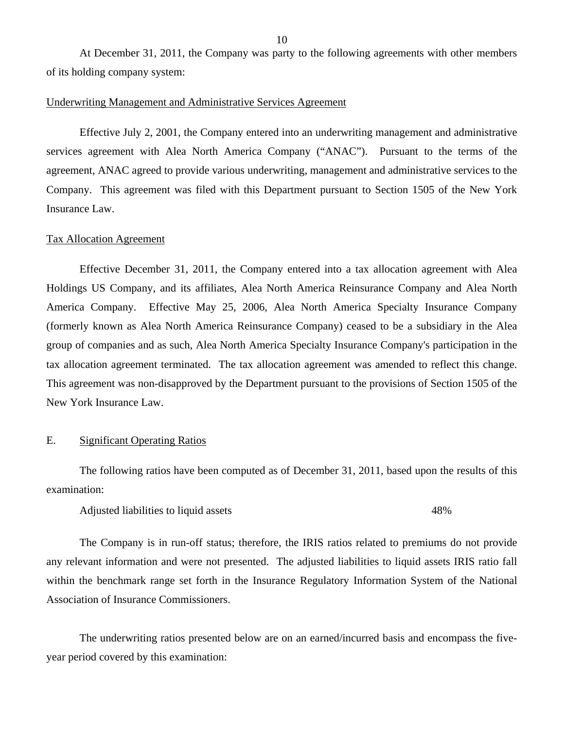At December 31, 2011, the Company was party to the following agreements with other members of its holding company system:

Underwriting Management and Administrative Services Agreement

Effective July 2, 2001, the Company entered into an underwriting management and administrative services agreement with Alea North America Company ("ANAC"). Pursuant to the terms of the agreement, ANAC agreed to provide various underwriting, management and administrative services to the Company. This agreement was filed with this Department pursuant to Section 1505 of the New York Insurance Law.

Tax Allocation Agreement

Effective December 31, 2011, the Company entered into a tax allocation agreement with Alea Holdings US Company, and its affiliates, Alea North America Reinsurance Company and Alea North America Company. Effective May 25, 2006, Alea North America Specialty Insurance Company (formerly known as Alea North America Reinsurance Company) ceased to be a subsidiary in the Alea group of companies and as such, Alea North America Specialty Insurance Company's participation in the tax allocation agreement terminated. The tax allocation agreement was amended to reflect this change. This agreement was non-disapproved by the Department pursuant to the provisions of Section 1505 of the New York Insurance Law.

## E. Significant Operating Ratios

The following ratios have been computed as of December 31, 2011, based upon the results of this examination:

| | |
|---|---|
| Adjusted liabilities to liquid assets | 48% |

The Company is in run-off status; therefore, the IRIS ratios related to premiums do not provide any relevant information and were not presented. The adjusted liabilities to liquid assets IRIS ratio fall within the benchmark range set forth in the Insurance Regulatory Information System of the National Association of Insurance Commissioners.

The underwriting ratios presented below are on an earned/incurred basis and encompass the five-year period covered by this examination: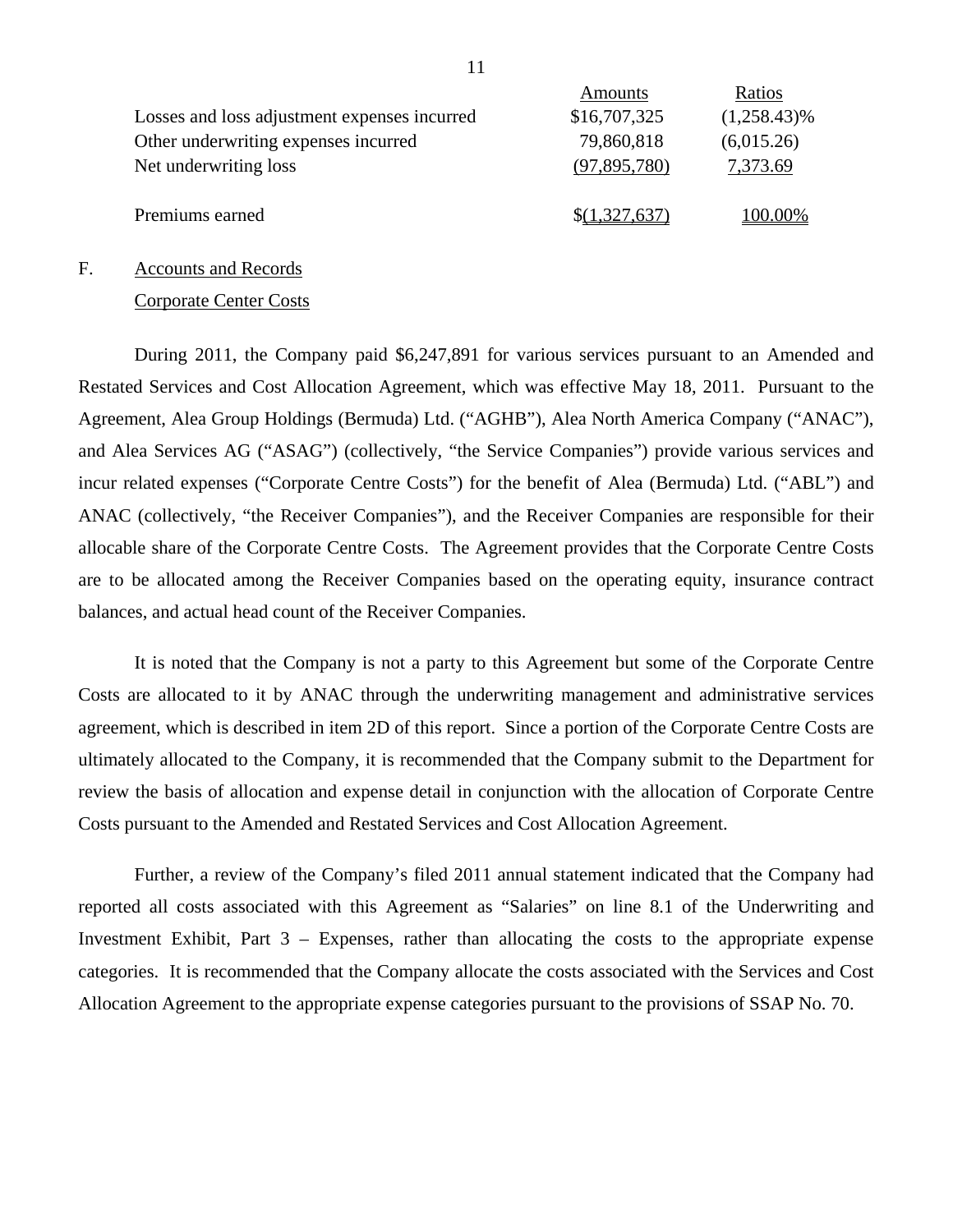| | Amounts | Ratios |
|---|---|---|
| Losses and loss adjustment expenses incurred | $16,707,325 | (1,258.43)% |
| Other underwriting expenses incurred | 79,860,818 | (6,015.26) |
| Net underwriting loss | (97,895,780) | 7,373.69 |
| Premiums earned | $(1,327,637) | 100.00% |

F. Accounts and Records

Corporate Center Costs

During 2011, the Company paid $6,247,891 for various services pursuant to an Amended and Restated Services and Cost Allocation Agreement, which was effective May 18, 2011. Pursuant to the Agreement, Alea Group Holdings (Bermuda) Ltd. ("AGHB"), Alea North America Company ("ANAC"), and Alea Services AG ("ASAG") (collectively, "the Service Companies") provide various services and incur related expenses ("Corporate Centre Costs") for the benefit of Alea (Bermuda) Ltd. ("ABL") and ANAC (collectively, "the Receiver Companies"), and the Receiver Companies are responsible for their allocable share of the Corporate Centre Costs. The Agreement provides that the Corporate Centre Costs are to be allocated among the Receiver Companies based on the operating equity, insurance contract balances, and actual head count of the Receiver Companies.

It is noted that the Company is not a party to this Agreement but some of the Corporate Centre Costs are allocated to it by ANAC through the underwriting management and administrative services agreement, which is described in item 2D of this report. Since a portion of the Corporate Centre Costs are ultimately allocated to the Company, it is recommended that the Company submit to the Department for review the basis of allocation and expense detail in conjunction with the allocation of Corporate Centre Costs pursuant to the Amended and Restated Services and Cost Allocation Agreement.

Further, a review of the Company's filed 2011 annual statement indicated that the Company had reported all costs associated with this Agreement as "Salaries" on line 8.1 of the Underwriting and Investment Exhibit, Part 3 – Expenses, rather than allocating the costs to the appropriate expense categories. It is recommended that the Company allocate the costs associated with the Services and Cost Allocation Agreement to the appropriate expense categories pursuant to the provisions of SSAP No. 70.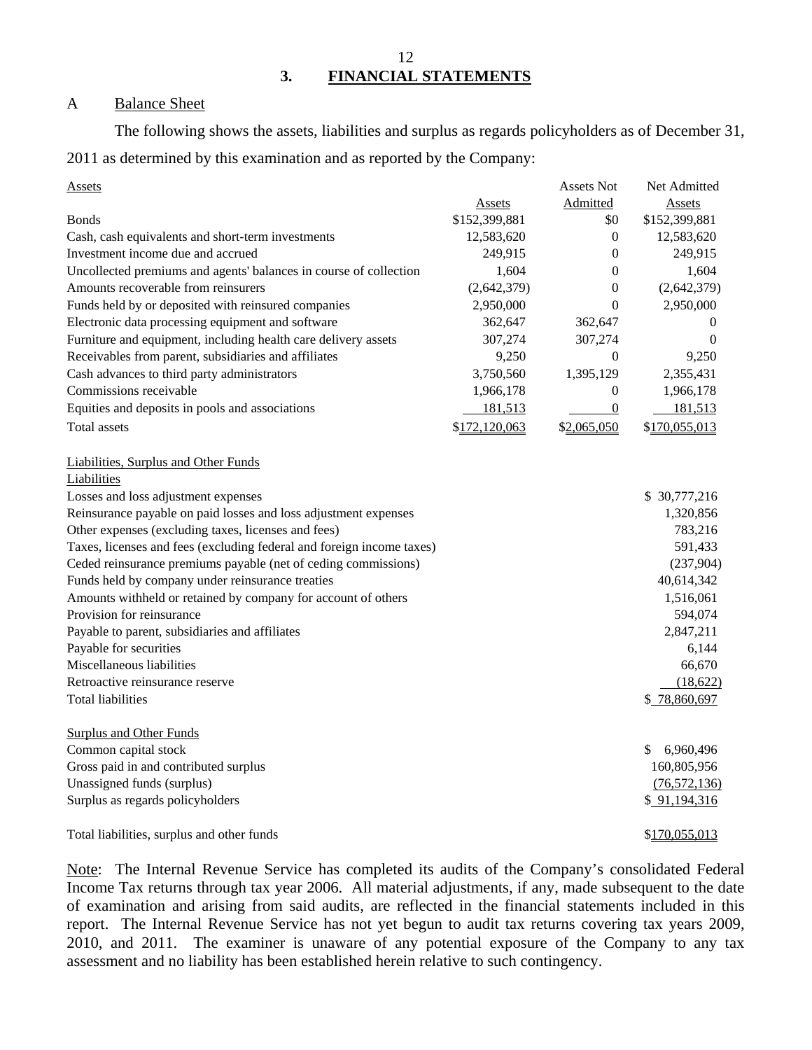## 3. FINANCIAL STATEMENTS

### A Balance Sheet

The following shows the assets, liabilities and surplus as regards policyholders as of December 31, 2011 as determined by this examination and as reported by the Company:

| Assets | Assets | Assets Not Admitted | Net Admitted Assets |
|---|---|---|---|
| Bonds | $152,399,881 | $0 | $152,399,881 |
| Cash, cash equivalents and short-term investments | 12,583,620 | 0 | 12,583,620 |
| Investment income due and accrued | 249,915 | 0 | 249,915 |
| Uncollected premiums and agents' balances in course of collection | 1,604 | 0 | 1,604 |
| Amounts recoverable from reinsurers | (2,642,379) | 0 | (2,642,379) |
| Funds held by or deposited with reinsured companies | 2,950,000 | 0 | 2,950,000 |
| Electronic data processing equipment and software | 362,647 | 362,647 | 0 |
| Furniture and equipment, including health care delivery assets | 307,274 | 307,274 | 0 |
| Receivables from parent, subsidiaries and affiliates | 9,250 | 0 | 9,250 |
| Cash advances to third party administrators | 3,750,560 | 1,395,129 | 2,355,431 |
| Commissions receivable | 1,966,178 | 0 | 1,966,178 |
| Equities and deposits in pools and associations | 181,513 | 0 | 181,513 |
| Total assets | $172,120,063 | $2,065,050 | $170,055,013 |

| Liabilities, Surplus and Other Funds | |
|---|---|
| **Liabilities** | |
| Losses and loss adjustment expenses | $ 30,777,216 |
| Reinsurance payable on paid losses and loss adjustment expenses | 1,320,856 |
| Other expenses (excluding taxes, licenses and fees) | 783,216 |
| Taxes, licenses and fees (excluding federal and foreign income taxes) | 591,433 |
| Ceded reinsurance premiums payable (net of ceding commissions) | (237,904) |
| Funds held by company under reinsurance treaties | 40,614,342 |
| Amounts withheld or retained by company for account of others | 1,516,061 |
| Provision for reinsurance | 594,074 |
| Payable to parent, subsidiaries and affiliates | 2,847,211 |
| Payable for securities | 6,144 |
| Miscellaneous liabilities | 66,670 |
| Retroactive reinsurance reserve | (18,622) |
| Total liabilities | $ 78,860,697 |
| | |
| **Surplus and Other Funds** | |
| Common capital stock | $ 6,960,496 |
| Gross paid in and contributed surplus | 160,805,956 |
| Unassigned funds (surplus) | (76,572,136) |
| Surplus as regards policyholders | $ 91,194,316 |
| | |
| Total liabilities, surplus and other funds | $170,055,013 |

Note: The Internal Revenue Service has completed its audits of the Company's consolidated Federal Income Tax returns through tax year 2006. All material adjustments, if any, made subsequent to the date of examination and arising from said audits, are reflected in the financial statements included in this report. The Internal Revenue Service has not yet begun to audit tax returns covering tax years 2009, 2010, and 2011. The examiner is unaware of any potential exposure of the Company to any tax assessment and no liability has been established herein relative to such contingency.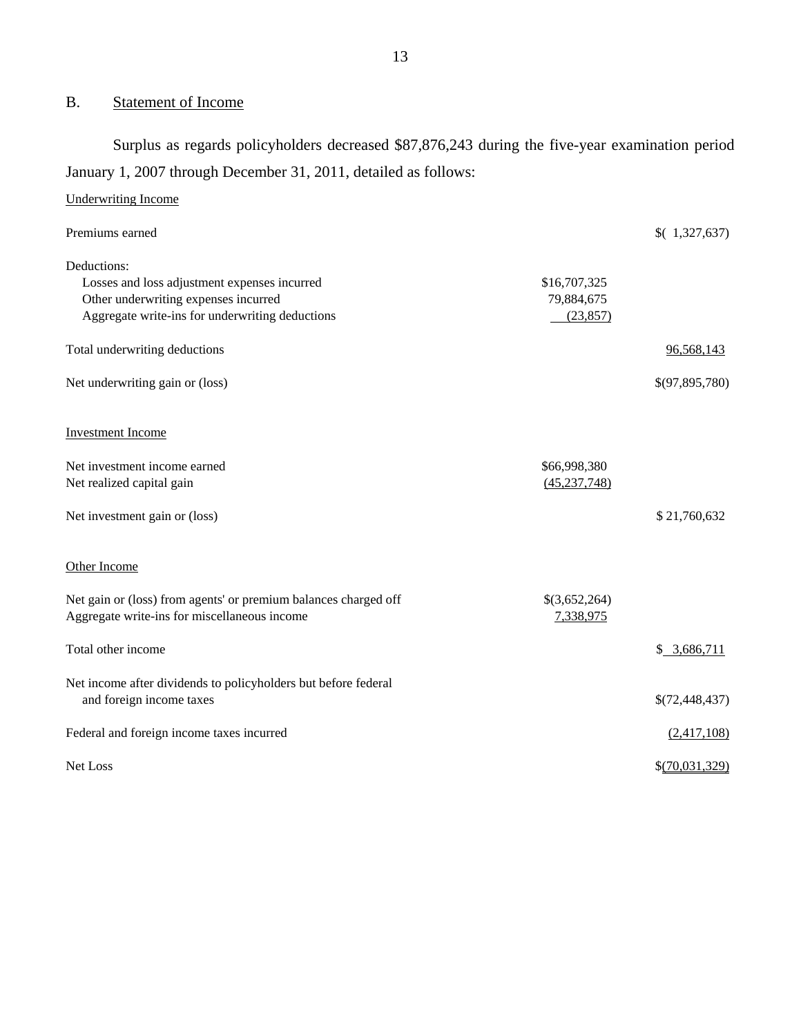## B. Statement of Income

Surplus as regards policyholders decreased $87,876,243 during the five-year examination period January 1, 2007 through December 31, 2011, detailed as follows:

| | | |
|---|---|---|
| **Underwriting Income** | | |
| Premiums earned | | $( 1,327,637) |
| Deductions: | | |
| Losses and loss adjustment expenses incurred | $16,707,325 | |
| Other underwriting expenses incurred | 79,884,675 | |
| Aggregate write-ins for underwriting deductions | (23,857) | |
| Total underwriting deductions | | 96,568,143 |
| Net underwriting gain or (loss) | | $(97,895,780) |
| **Investment Income** | | |
| Net investment income earned | $66,998,380 | |
| Net realized capital gain | (45,237,748) | |
| Net investment gain or (loss) | | $ 21,760,632 |
| **Other Income** | | |
| Net gain or (loss) from agents' or premium balances charged off | $(3,652,264) | |
| Aggregate write-ins for miscellaneous income | 7,338,975 | |
| Total other income | | $ 3,686,711 |
| Net income after dividends to policyholders but before federal and foreign income taxes | | $(72,448,437) |
| Federal and foreign income taxes incurred | | (2,417,108) |
| Net Loss | | $(70,031,329) |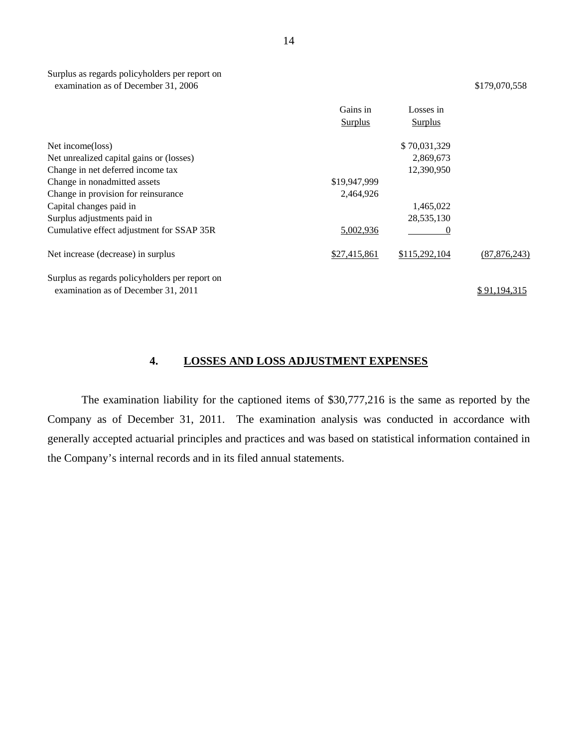| | Gains in Surplus | Losses in Surplus | |
|---|---|---|---|
| Surplus as regards policyholders per report on examination as of December 31, 2006 | | | $179,070,558 |
| Net income(loss) | | $ 70,031,329 | |
| Net unrealized capital gains or (losses) | | 2,869,673 | |
| Change in net deferred income tax | | 12,390,950 | |
| Change in nonadmitted assets | $19,947,999 | | |
| Change in provision for reinsurance | 2,464,926 | | |
| Capital changes paid in | | 1,465,022 | |
| Surplus adjustments paid in | | 28,535,130 | |
| Cumulative effect adjustment for SSAP 35R | 5,002,936 | 0 | |
| Net increase (decrease) in surplus | $27,415,861 | $115,292,104 | (87,876,243) |
| Surplus as regards policyholders per report on examination as of December 31, 2011 | | | $ 91,194,315 |

## 4. LOSSES AND LOSS ADJUSTMENT EXPENSES

The examination liability for the captioned items of $30,777,216 is the same as reported by the Company as of December 31, 2011. The examination analysis was conducted in accordance with generally accepted actuarial principles and practices and was based on statistical information contained in the Company's internal records and in its filed annual statements.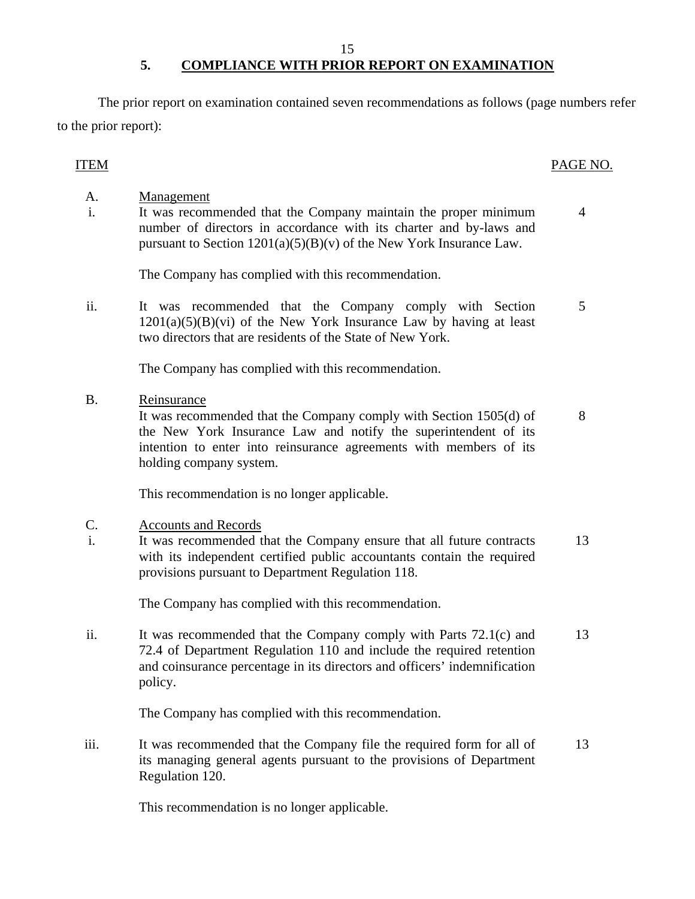## 5. COMPLIANCE WITH PRIOR REPORT ON EXAMINATION

The prior report on examination contained seven recommendations as follows (page numbers refer to the prior report):

| ITEM | | PAGE NO. |
|---|---|---|
| A. | Management | |
| i. | It was recommended that the Company maintain the proper minimum number of directors in accordance with its charter and by-laws and pursuant to Section 1201(a)(5)(B)(v) of the New York Insurance Law. | 4 |
| | The Company has complied with this recommendation. | |
| ii. | It was recommended that the Company comply with Section 1201(a)(5)(B)(vi) of the New York Insurance Law by having at least two directors that are residents of the State of New York. | 5 |
| | The Company has complied with this recommendation. | |
| B. | Reinsurance | |
| | It was recommended that the Company comply with Section 1505(d) of the New York Insurance Law and notify the superintendent of its intention to enter into reinsurance agreements with members of its holding company system. | 8 |
| | This recommendation is no longer applicable. | |
| C. | Accounts and Records | |
| i. | It was recommended that the Company ensure that all future contracts with its independent certified public accountants contain the required provisions pursuant to Department Regulation 118. | 13 |
| | The Company has complied with this recommendation. | |
| ii. | It was recommended that the Company comply with Parts 72.1(c) and 72.4 of Department Regulation 110 and include the required retention and coinsurance percentage in its directors and officers' indemnification policy. | 13 |
| | The Company has complied with this recommendation. | |
| iii. | It was recommended that the Company file the required form for all of its managing general agents pursuant to the provisions of Department Regulation 120. | 13 |
| | This recommendation is no longer applicable. | |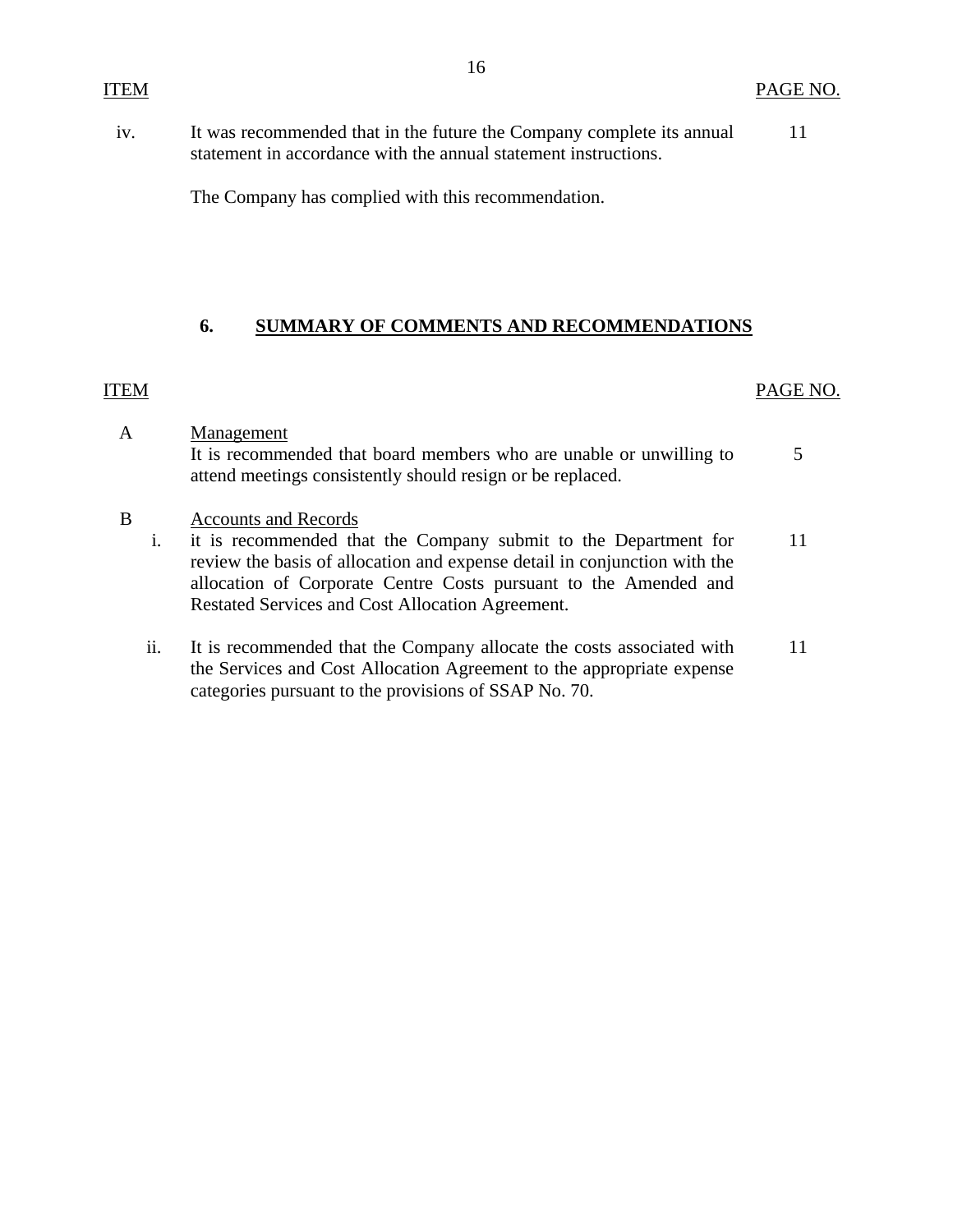| ITEM | | PAGE NO. |
|---|---|---|
| iv. | It was recommended that in the future the Company complete its annual statement in accordance with the annual statement instructions.<br><br>The Company has complied with this recommendation. | 11 |

## 6. SUMMARY OF COMMENTS AND RECOMMENDATIONS

| ITEM | | | PAGE NO. |
|---|---|---|---|
| A | | Management<br>It is recommended that board members who are unable or unwilling to attend meetings consistently should resign or be replaced. | 5 |
| B | | Accounts and Records | |
| | i. | it is recommended that the Company submit to the Department for review the basis of allocation and expense detail in conjunction with the allocation of Corporate Centre Costs pursuant to the Amended and Restated Services and Cost Allocation Agreement. | 11 |
| | ii. | It is recommended that the Company allocate the costs associated with the Services and Cost Allocation Agreement to the appropriate expense categories pursuant to the provisions of SSAP No. 70. | 11 |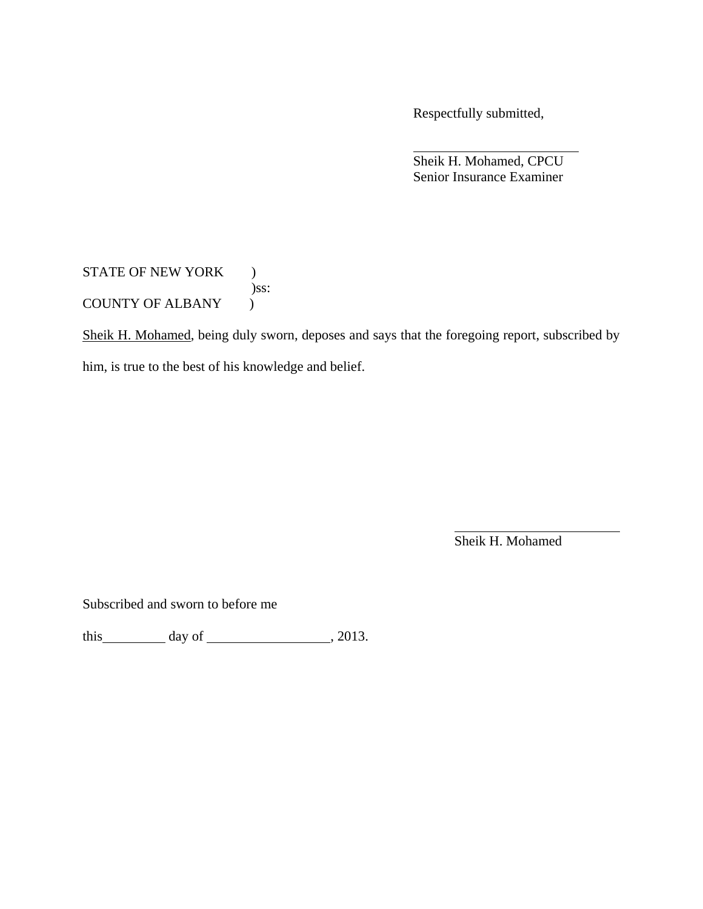Respectfully submitted,

\_\_\_\_\_\_\_\_\_\_\_\_\_\_\_\_\_\_\_\_\_\_\_\_

Sheik H. Mohamed, CPCU
Senior Insurance Examiner

STATE OF NEW YORK )
)ss:
COUNTY OF ALBANY )

Sheik H. Mohamed, being duly sworn, deposes and says that the foregoing report, subscribed by him, is true to the best of his knowledge and belief.

\_\_\_\_\_\_\_\_\_\_\_\_\_\_\_\_\_\_\_\_\_\_\_\_

Sheik H. Mohamed

Subscribed and sworn to before me

this\_\_\_\_\_\_\_\_\_ day of \_\_\_\_\_\_\_\_\_\_\_\_\_\_\_\_\_\_, 2013.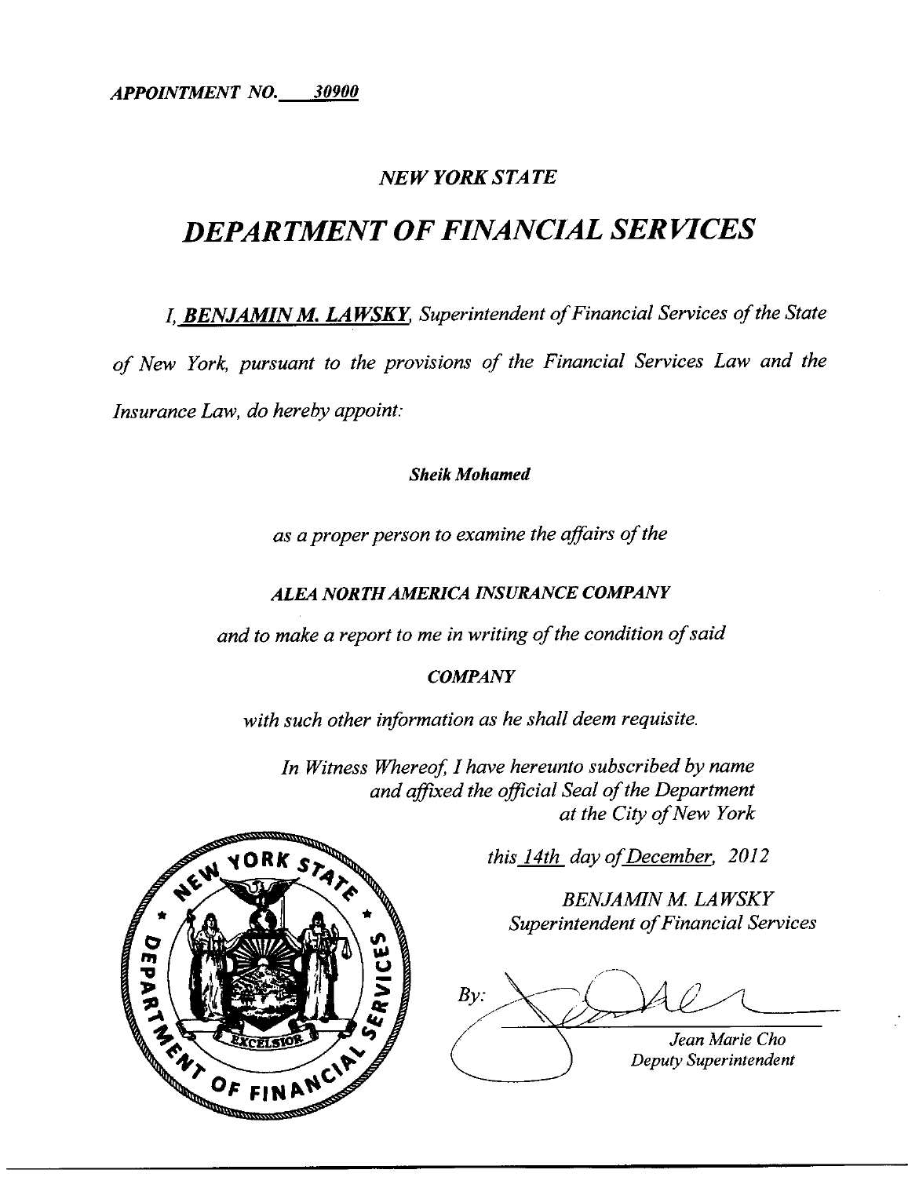*APPOINTMENT NO.* ***30900***

## *NEW YORK STATE*

# *DEPARTMENT OF FINANCIAL SERVICES*

*I, **BENJAMIN M. LAWSKY**, Superintendent of Financial Services of the State of New York, pursuant to the provisions of the Financial Services Law and the Insurance Law, do hereby appoint:*

***Sheik Mohamed***

*as a proper person to examine the affairs of the*

***ALEA NORTH AMERICA INSURANCE COMPANY***

*and to make a report to me in writing of the condition of said*

***COMPANY***

*with such other information as he shall deem requisite.*

*In Witness Whereof, I have hereunto subscribed by name and affixed the official Seal of the Department at the City of New York*

*this 14th day of December, 2012*

*BENJAMIN M. LAWSKY*
*Superintendent of Financial Services*

*By:*

*Jean Marie Cho*
*Deputy Superintendent*